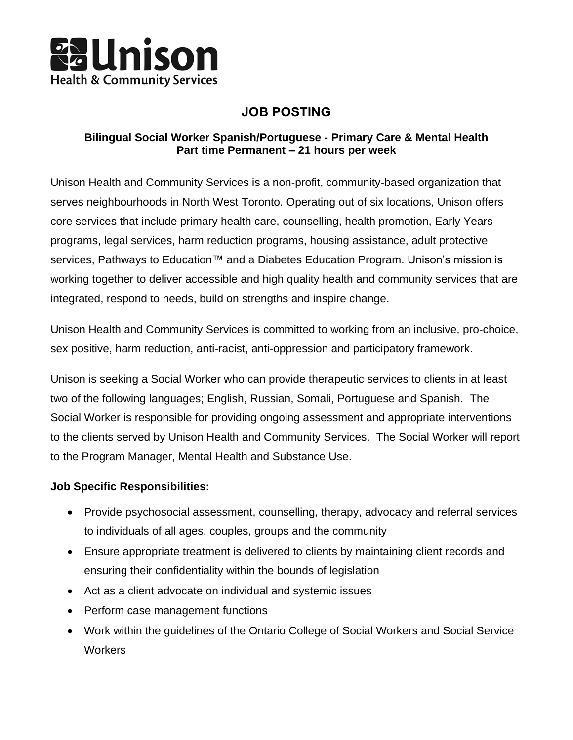**Unison**
Health & Community Services

# JOB POSTING

**Bilingual Social Worker Spanish/Portuguese - Primary Care & Mental Health**
**Part time Permanent – 21 hours per week**

Unison Health and Community Services is a non-profit, community-based organization that serves neighbourhoods in North West Toronto. Operating out of six locations, Unison offers core services that include primary health care, counselling, health promotion, Early Years programs, legal services, harm reduction programs, housing assistance, adult protective services, Pathways to Education™ and a Diabetes Education Program. Unison's mission is working together to deliver accessible and high quality health and community services that are integrated, respond to needs, build on strengths and inspire change.

Unison Health and Community Services is committed to working from an inclusive, pro-choice, sex positive, harm reduction, anti-racist, anti-oppression and participatory framework.

Unison is seeking a Social Worker who can provide therapeutic services to clients in at least two of the following languages; English, Russian, Somali, Portuguese and Spanish. The Social Worker is responsible for providing ongoing assessment and appropriate interventions to the clients served by Unison Health and Community Services. The Social Worker will report to the Program Manager, Mental Health and Substance Use.

**Job Specific Responsibilities:**

- Provide psychosocial assessment, counselling, therapy, advocacy and referral services to individuals of all ages, couples, groups and the community
- Ensure appropriate treatment is delivered to clients by maintaining client records and ensuring their confidentiality within the bounds of legislation
- Act as a client advocate on individual and systemic issues
- Perform case management functions
- Work within the guidelines of the Ontario College of Social Workers and Social Service Workers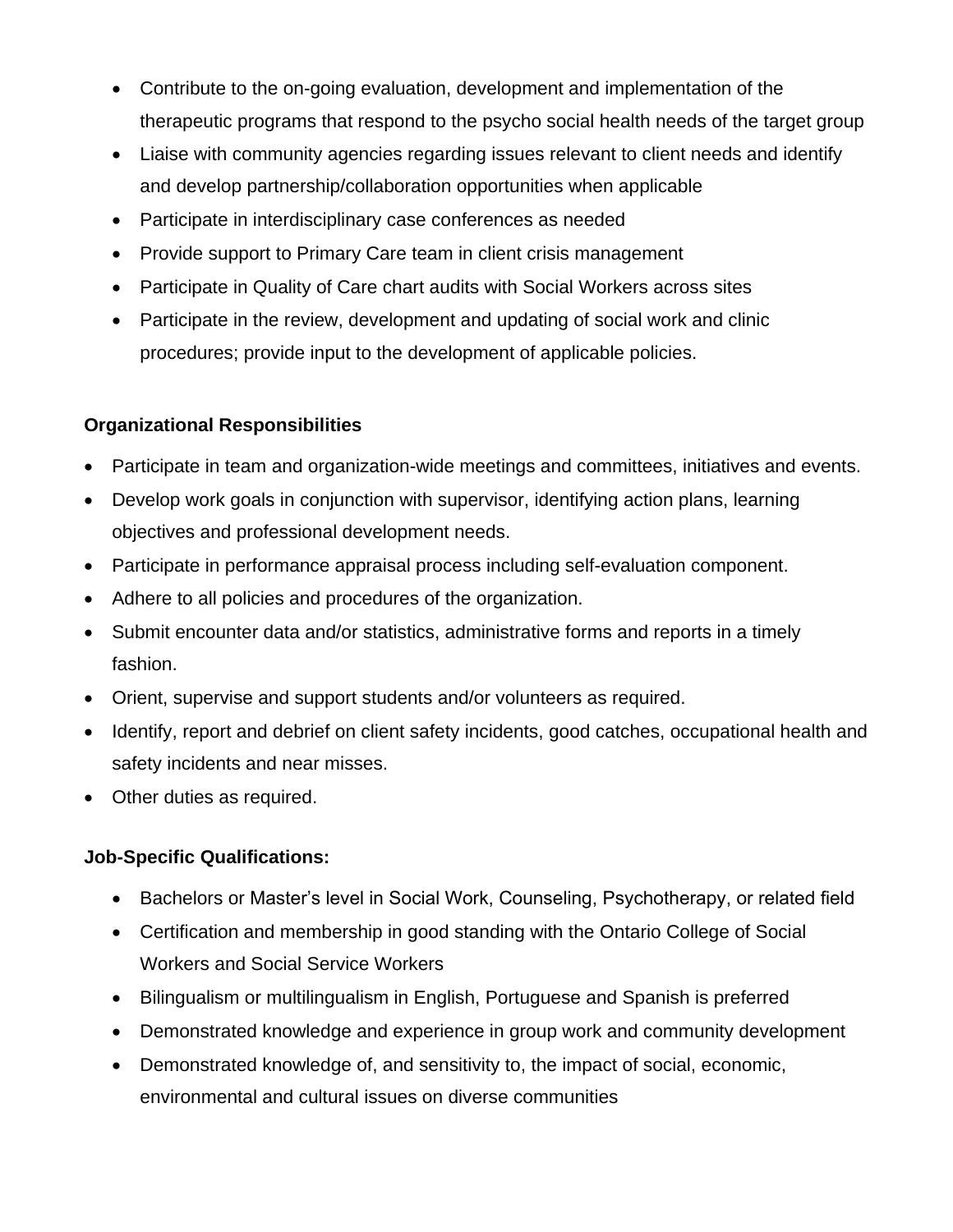- Contribute to the on-going evaluation, development and implementation of the therapeutic programs that respond to the psycho social health needs of the target group
- Liaise with community agencies regarding issues relevant to client needs and identify and develop partnership/collaboration opportunities when applicable
- Participate in interdisciplinary case conferences as needed
- Provide support to Primary Care team in client crisis management
- Participate in Quality of Care chart audits with Social Workers across sites
- Participate in the review, development and updating of social work and clinic procedures; provide input to the development of applicable policies.

**Organizational Responsibilities**

- Participate in team and organization-wide meetings and committees, initiatives and events.
- Develop work goals in conjunction with supervisor, identifying action plans, learning objectives and professional development needs.
- Participate in performance appraisal process including self-evaluation component.
- Adhere to all policies and procedures of the organization.
- Submit encounter data and/or statistics, administrative forms and reports in a timely fashion.
- Orient, supervise and support students and/or volunteers as required.
- Identify, report and debrief on client safety incidents, good catches, occupational health and safety incidents and near misses.
- Other duties as required.

**Job-Specific Qualifications:**

- Bachelors or Master’s level in Social Work, Counseling, Psychotherapy, or related field
- Certification and membership in good standing with the Ontario College of Social Workers and Social Service Workers
- Bilingualism or multilingualism in English, Portuguese and Spanish is preferred
- Demonstrated knowledge and experience in group work and community development
- Demonstrated knowledge of, and sensitivity to, the impact of social, economic, environmental and cultural issues on diverse communities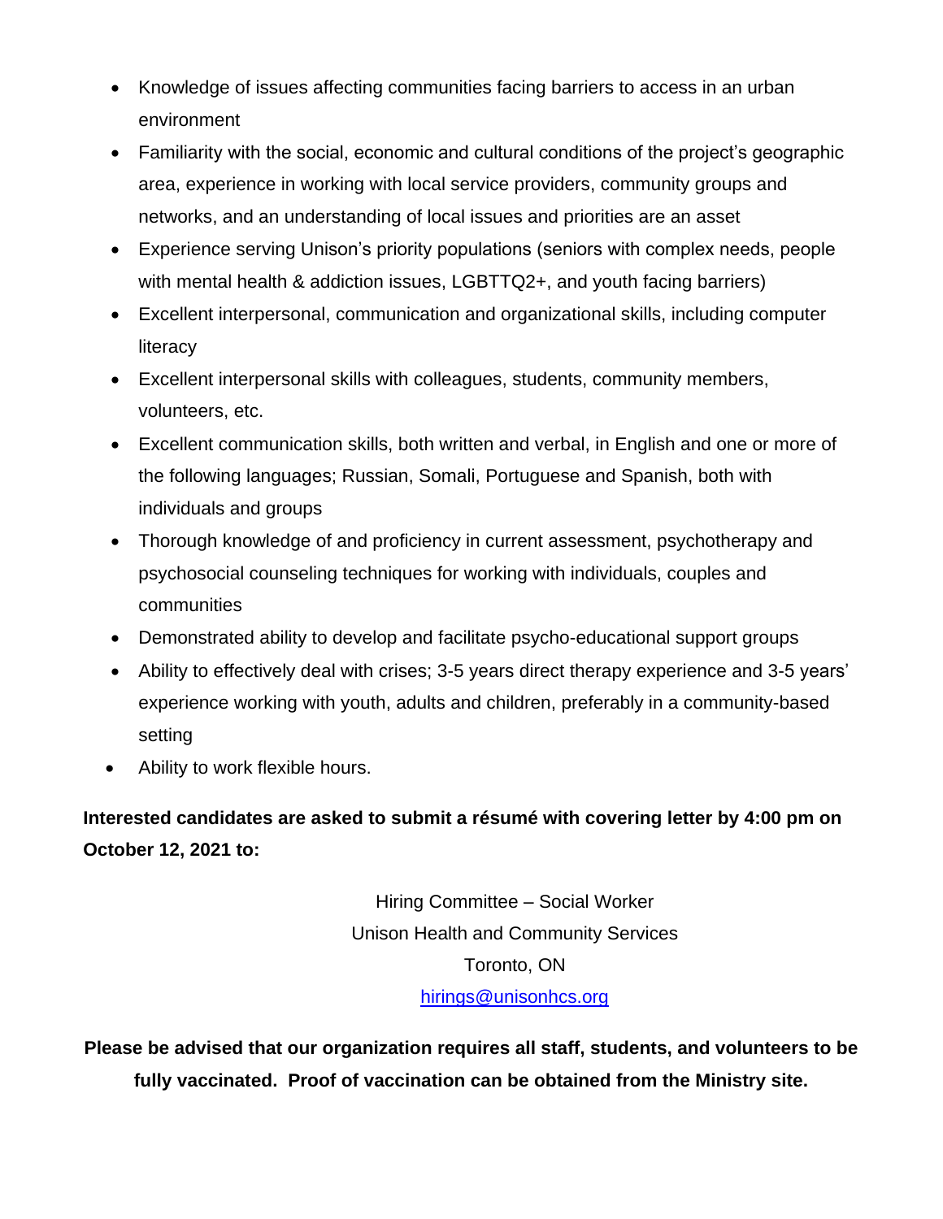- Knowledge of issues affecting communities facing barriers to access in an urban environment
- Familiarity with the social, economic and cultural conditions of the project's geographic area, experience in working with local service providers, community groups and networks, and an understanding of local issues and priorities are an asset
- Experience serving Unison's priority populations (seniors with complex needs, people with mental health & addiction issues, LGBTTQ2+, and youth facing barriers)
- Excellent interpersonal, communication and organizational skills, including computer literacy
- Excellent interpersonal skills with colleagues, students, community members, volunteers, etc.
- Excellent communication skills, both written and verbal, in English and one or more of the following languages; Russian, Somali, Portuguese and Spanish, both with individuals and groups
- Thorough knowledge of and proficiency in current assessment, psychotherapy and psychosocial counseling techniques for working with individuals, couples and communities
- Demonstrated ability to develop and facilitate psycho-educational support groups
- Ability to effectively deal with crises; 3-5 years direct therapy experience and 3-5 years' experience working with youth, adults and children, preferably in a community-based setting
- Ability to work flexible hours.

**Interested candidates are asked to submit a résumé with covering letter by 4:00 pm on October 12, 2021 to:**

Hiring Committee – Social Worker
Unison Health and Community Services
Toronto, ON
hirings@unisonhcs.org

**Please be advised that our organization requires all staff, students, and volunteers to be fully vaccinated. Proof of vaccination can be obtained from the Ministry site.**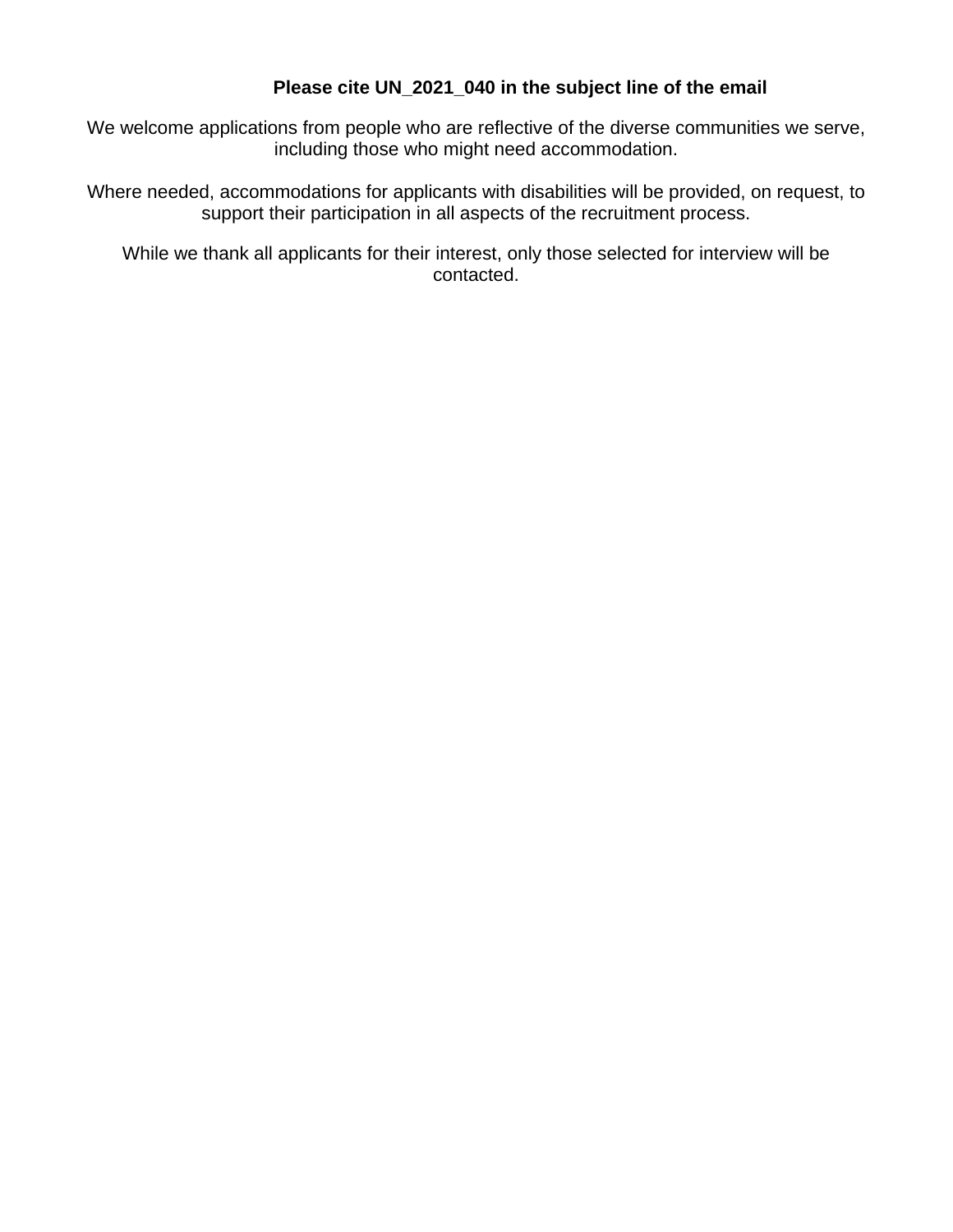**Please cite UN_2021_040 in the subject line of the email**

We welcome applications from people who are reflective of the diverse communities we serve, including those who might need accommodation.

Where needed, accommodations for applicants with disabilities will be provided, on request, to support their participation in all aspects of the recruitment process.

While we thank all applicants for their interest, only those selected for interview will be contacted.